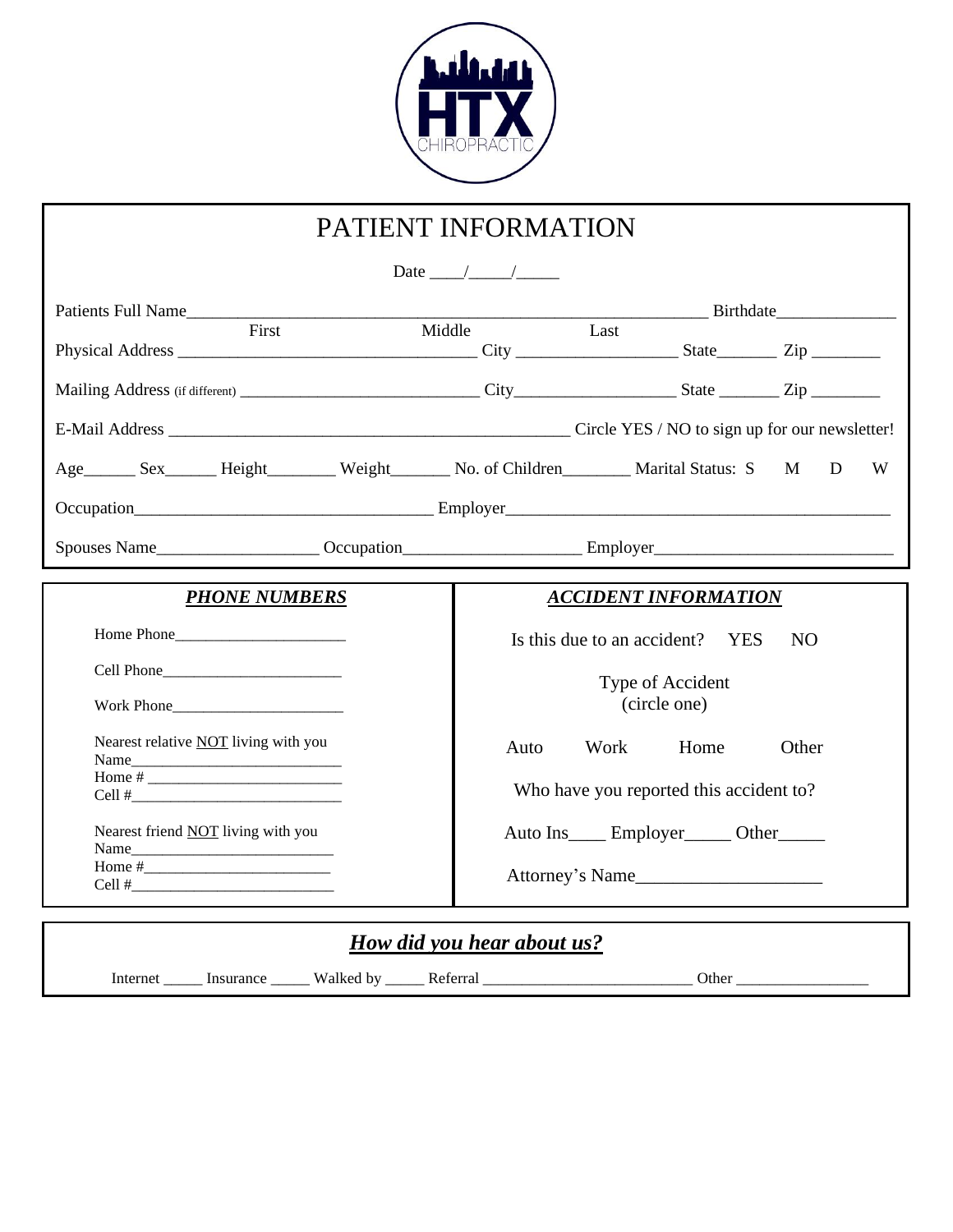HTX CHIROPRACTIC

# PATIENT INFORMATION

Date ____/_____/_____

Patients Full Name_______________________________________________________________ Birthdate______________
First Middle Last

Physical Address ___________________________________ City ___________________ State_______ Zip ________

Mailing Address (if different) ____________________________ City___________________ State _______ Zip ________

E-Mail Address ________________________________________________ Circle YES / NO to sign up for our newsletter!

Age______ Sex______ Height________ Weight_______ No. of Children________ Marital Status: S M D W

Occupation____________________________________ Employer_______________________________________________

Spouses Name___________________ Occupation____________________ Employer____________________________

## *PHONE NUMBERS*

Home Phone______________________

Cell Phone_______________________

Work Phone______________________

Nearest relative NOT living with you
Name__________________________
Home # ________________________
Cell #__________________________

Nearest friend NOT living with you
Name__________________________
Home #________________________
Cell #__________________________

## *ACCIDENT INFORMATION*

Is this due to an accident? YES NO

Type of Accident
(circle one)

Auto Work Home Other

Who have you reported this accident to?

Auto Ins____ Employer_____ Other_____

Attorney's Name____________________

## *How did you hear about us?*

Internet _____ Insurance _____ Walked by _____ Referral ___________________________ Other _________________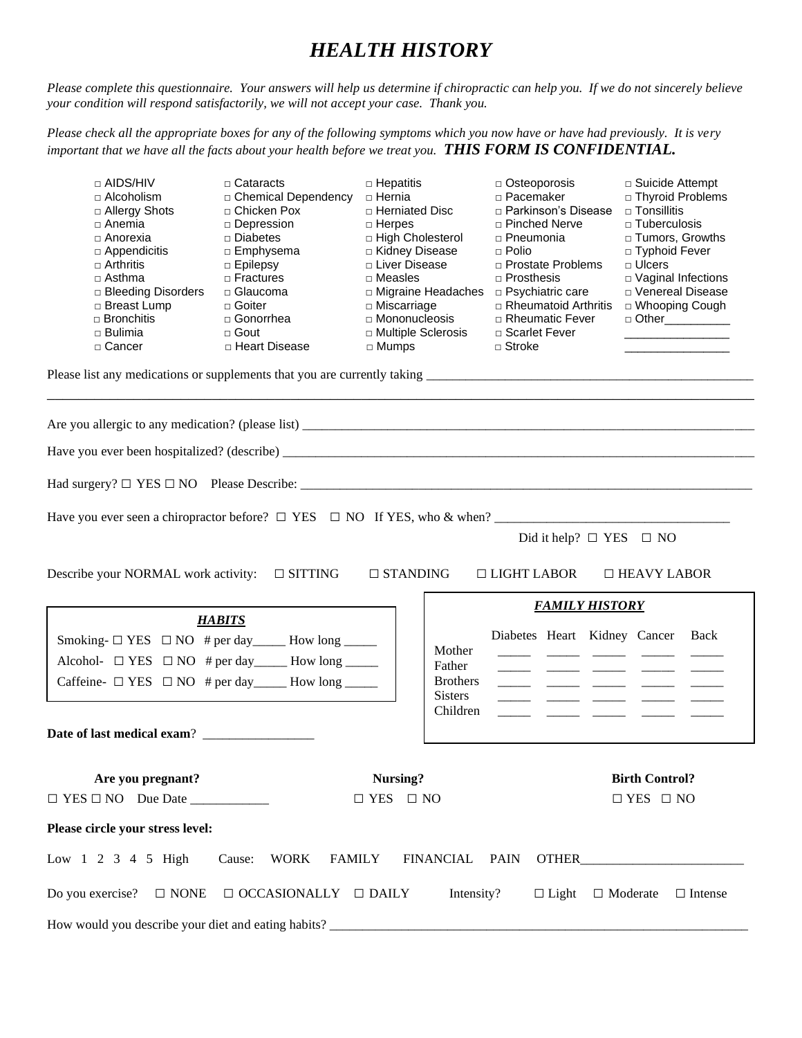# HEALTH HISTORY

*Please complete this questionnaire. Your answers will help us determine if chiropractic can help you. If we do not sincerely believe your condition will respond satisfactorily, we will not accept your case. Thank you.*

*Please check all the appropriate boxes for any of the following symptoms which you now have or have had previously. It is very important that we have all the facts about your health before we treat you.* ***THIS FORM IS CONFIDENTIAL.***

| | | | | |
|---|---|---|---|---|
| □ AIDS/HIV | □ Cataracts | □ Hepatitis | □ Osteoporosis | □ Suicide Attempt |
| □ Alcoholism | □ Chemical Dependency | □ Hernia | □ Pacemaker | □ Thyroid Problems |
| □ Allergy Shots | □ Chicken Pox | □ Herniated Disc | □ Parkinson's Disease | □ Tonsillitis |
| □ Anemia | □ Depression | □ Herpes | □ Pinched Nerve | □ Tuberculosis |
| □ Anorexia | □ Diabetes | □ High Cholesterol | □ Pneumonia | □ Tumors, Growths |
| □ Appendicitis | □ Emphysema | □ Kidney Disease | □ Polio | □ Typhoid Fever |
| □ Arthritis | □ Epilepsy | □ Liver Disease | □ Prostate Problems | □ Ulcers |
| □ Asthma | □ Fractures | □ Measles | □ Prosthesis | □ Vaginal Infections |
| □ Bleeding Disorders | □ Glaucoma | □ Migraine Headaches | □ Psychiatric care | □ Venereal Disease |
| □ Breast Lump | □ Goiter | □ Miscarriage | □ Rheumatoid Arthritis | □ Whooping Cough |
| □ Bronchitis | □ Gonorrhea | □ Mononucleosis | □ Rheumatic Fever | □ Other__________ |
| □ Bulimia | □ Gout | □ Multiple Sclerosis | □ Scarlet Fever | ________________ |
| □ Cancer | □ Heart Disease | □ Mumps | □ Stroke | ________________ |

Please list any medications or supplements that you are currently taking ____________________________________________

______________________________________________________________________________________________

Are you allergic to any medication? (please list) ______________________________________________________________

Have you ever been hospitalized? (describe) __________________________________________________________________

Had surgery? ☐ YES ☐ NO Please Describe: __________________________________________________________________

Have you ever seen a chiropractor before? ☐ YES ☐ NO If YES, who & when? ___________________________________

Did it help? ☐ YES ☐ NO

Describe your NORMAL work activity: ☐ SITTING ☐ STANDING ☐ LIGHT LABOR ☐ HEAVY LABOR

***HABITS***

Smoking- ☐ YES ☐ NO # per day_____ How long _____

Alcohol- ☐ YES ☐ NO # per day_____ How long _____

Caffeine- ☐ YES ☐ NO # per day_____ How long _____

***FAMILY HISTORY***

| | Diabetes | Heart | Kidney | Cancer | Back |
|---|---|---|---|---|---|
| Mother | _____ | _____ | _____ | _____ | _____ |
| Father | _____ | _____ | _____ | _____ | _____ |
| Brothers | _____ | _____ | _____ | _____ | _____ |
| Sisters | _____ | _____ | _____ | _____ | _____ |
| Children | _____ | _____ | _____ | _____ | _____ |

**Date of last medical exam**? _________________

**Are you pregnant?** ☐ YES ☐ NO Due Date ____________

**Nursing?** ☐ YES ☐ NO

**Birth Control?** ☐ YES ☐ NO

**Please circle your stress level:**

Low 1 2 3 4 5 High Cause: WORK FAMILY FINANCIAL PAIN OTHER_________________________

Do you exercise? ☐ NONE ☐ OCCASIONALLY ☐ DAILY Intensity? ☐ Light ☐ Moderate ☐ Intense

How would you describe your diet and eating habits? _____________________________________________________________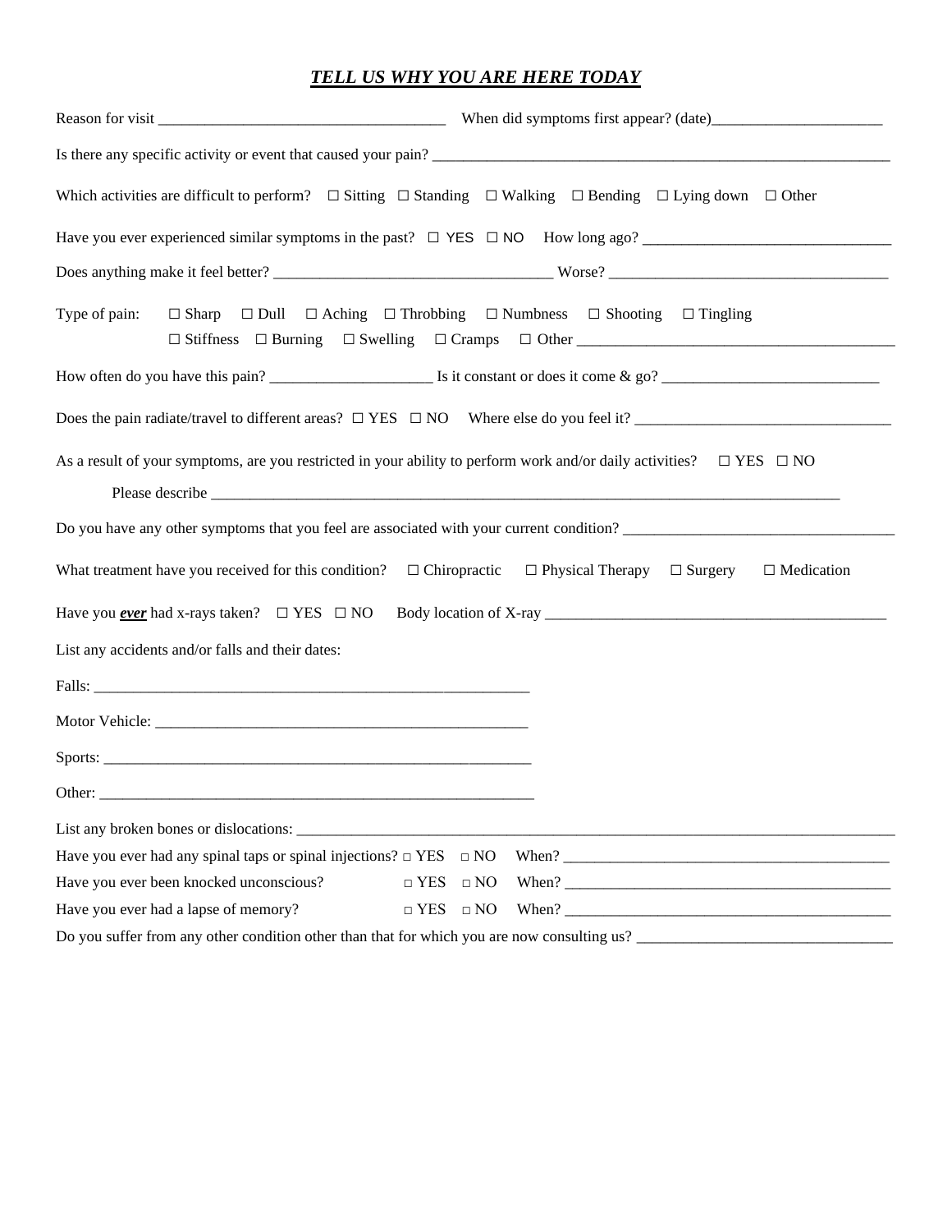## ***TELL US WHY YOU ARE HERE TODAY***

Reason for visit ____________________________________ When did symptoms first appear? (date)______________________

Is there any specific activity or event that caused your pain? ______________________________________________________________

Which activities are difficult to perform? ☐ Sitting ☐ Standing ☐ Walking ☐ Bending ☐ Lying down ☐ Other

Have you ever experienced similar symptoms in the past? ☐ YES ☐ NO How long ago? ________________________________

Does anything make it feel better? ____________________________________ Worse? ____________________________________

Type of pain: ☐ Sharp ☐ Dull ☐ Aching ☐ Throbbing ☐ Numbness ☐ Shooting ☐ Tingling
☐ Stiffness ☐ Burning ☐ Swelling ☐ Cramps ☐ Other ___________________________________________

How often do you have this pain? _____________________ Is it constant or does it come & go? ____________________________

Does the pain radiate/travel to different areas? ☐ YES ☐ NO Where else do you feel it? _________________________________

As a result of your symptoms, are you restricted in your ability to perform work and/or daily activities? ☐ YES ☐ NO

Please describe ____________________________________________________________________________________

Do you have any other symptoms that you feel are associated with your current condition? ____________________________________

What treatment have you received for this condition? ☐ Chiropractic ☐ Physical Therapy ☐ Surgery ☐ Medication

Have you ***ever*** had x-rays taken? ☐ YES ☐ NO Body location of X-ray _____________________________________________

List any accidents and/or falls and their dates:

Falls: ________________________________________________________

Motor Vehicle: _______________________________________________

Sports: ______________________________________________________

Other: ______________________________________________________

List any broken bones or dislocations: _____________________________________________________________________________

Have you ever had any spinal taps or spinal injections? □ YES □ NO When? __________________________________________

Have you ever been knocked unconscious? □ YES □ NO When? __________________________________________

Have you ever had a lapse of memory? □ YES □ NO When? __________________________________________

Do you suffer from any other condition other than that for which you are now consulting us? _________________________________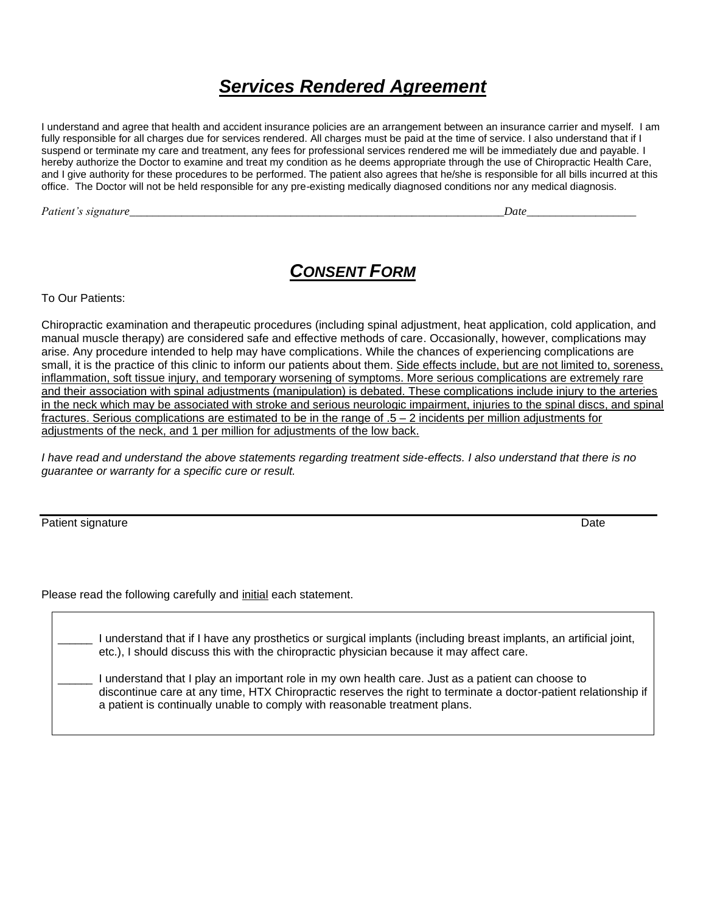# ***Services Rendered Agreement***

I understand and agree that health and accident insurance policies are an arrangement between an insurance carrier and myself. I am fully responsible for all charges due for services rendered. All charges must be paid at the time of service. I also understand that if I suspend or terminate my care and treatment, any fees for professional services rendered me will be immediately due and payable. I hereby authorize the Doctor to examine and treat my condition as he deems appropriate through the use of Chiropractic Health Care, and I give authority for these procedures to be performed. The patient also agrees that he/she is responsible for all bills incurred at this office. The Doctor will not be held responsible for any pre-existing medically diagnosed conditions nor any medical diagnosis.

*Patient's signature*_________________________________________________________________*Date*____________________

# ***CONSENT FORM***

To Our Patients:

Chiropractic examination and therapeutic procedures (including spinal adjustment, heat application, cold application, and manual muscle therapy) are considered safe and effective methods of care. Occasionally, however, complications may arise. Any procedure intended to help may have complications. While the chances of experiencing complications are small, it is the practice of this clinic to inform our patients about them. <u>Side effects include, but are not limited to, soreness, inflammation, soft tissue injury, and temporary worsening of symptoms. More serious complications are extremely rare and their association with spinal adjustments (manipulation) is debated. These complications include injury to the arteries in the neck which may be associated with stroke and serious neurologic impairment, injuries to the spinal discs, and spinal fractures. Serious complications are estimated to be in the range of .5 – 2 incidents per million adjustments for adjustments of the neck, and 1 per million for adjustments of the low back.</u>

*I have read and understand the above statements regarding treatment side-effects. I also understand that there is no guarantee or warranty for a specific cure or result.*

_________________________________________________________________________________________

Patient signature Date

Please read the following carefully and <u>initial</u> each statement.

_____ I understand that if I have any prosthetics or surgical implants (including breast implants, an artificial joint, etc.), I should discuss this with the chiropractic physician because it may affect care.

_____ I understand that I play an important role in my own health care. Just as a patient can choose to discontinue care at any time, HTX Chiropractic reserves the right to terminate a doctor-patient relationship if a patient is continually unable to comply with reasonable treatment plans.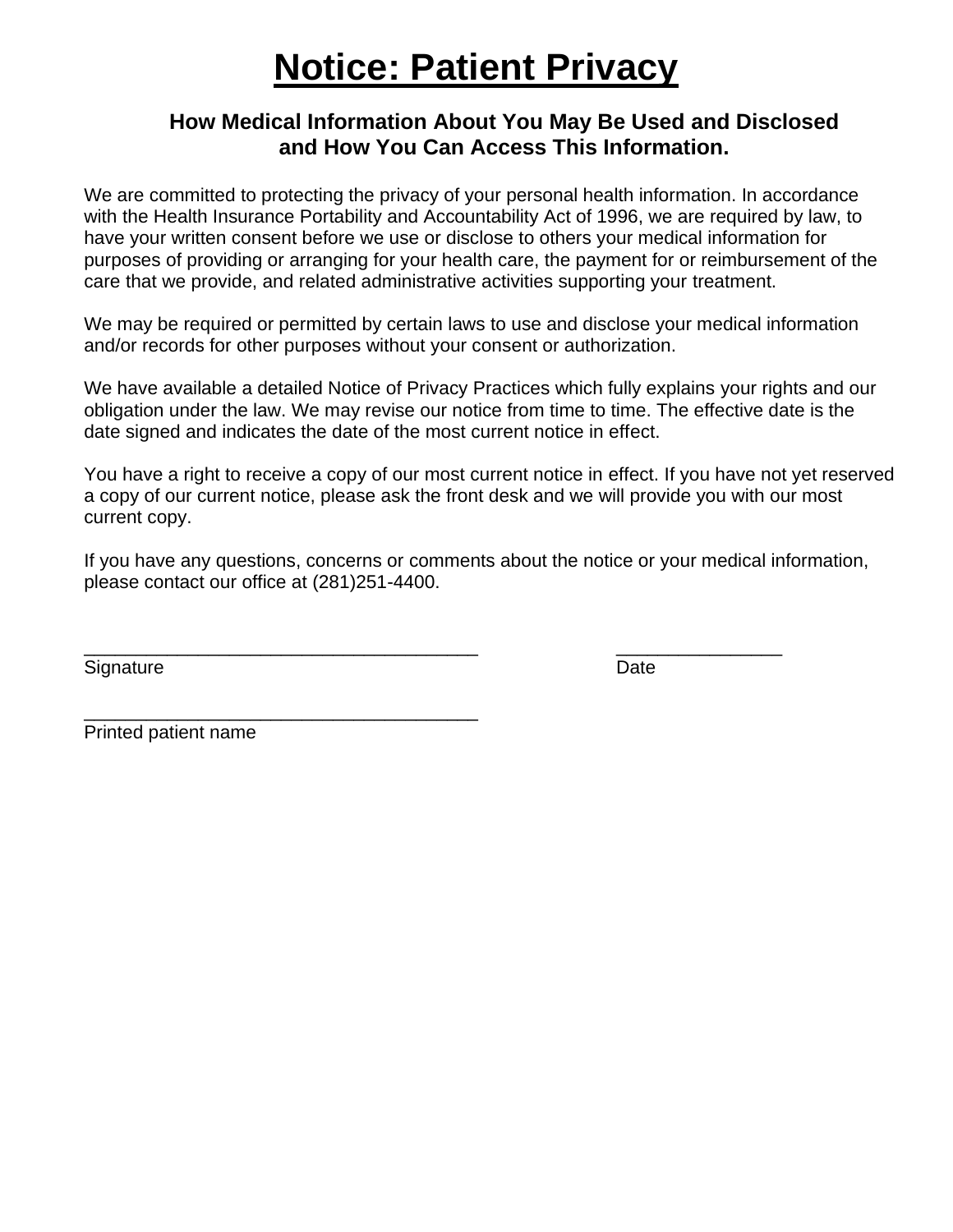# Notice: Patient Privacy

### How Medical Information About You May Be Used and Disclosed and How You Can Access This Information.

We are committed to protecting the privacy of your personal health information. In accordance with the Health Insurance Portability and Accountability Act of 1996, we are required by law, to have your written consent before we use or disclose to others your medical information for purposes of providing or arranging for your health care, the payment for or reimbursement of the care that we provide, and related administrative activities supporting your treatment.

We may be required or permitted by certain laws to use and disclose your medical information and/or records for other purposes without your consent or authorization.

We have available a detailed Notice of Privacy Practices which fully explains your rights and our obligation under the law. We may revise our notice from time to time. The effective date is the date signed and indicates the date of the most current notice in effect.

You have a right to receive a copy of our most current notice in effect. If you have not yet reserved a copy of our current notice, please ask the front desk and we will provide you with our most current copy.

If you have any questions, concerns or comments about the notice or your medical information, please contact our office at (281)251-4400.

_______________________________________ ________________
Signature Date

_______________________________________
Printed patient name